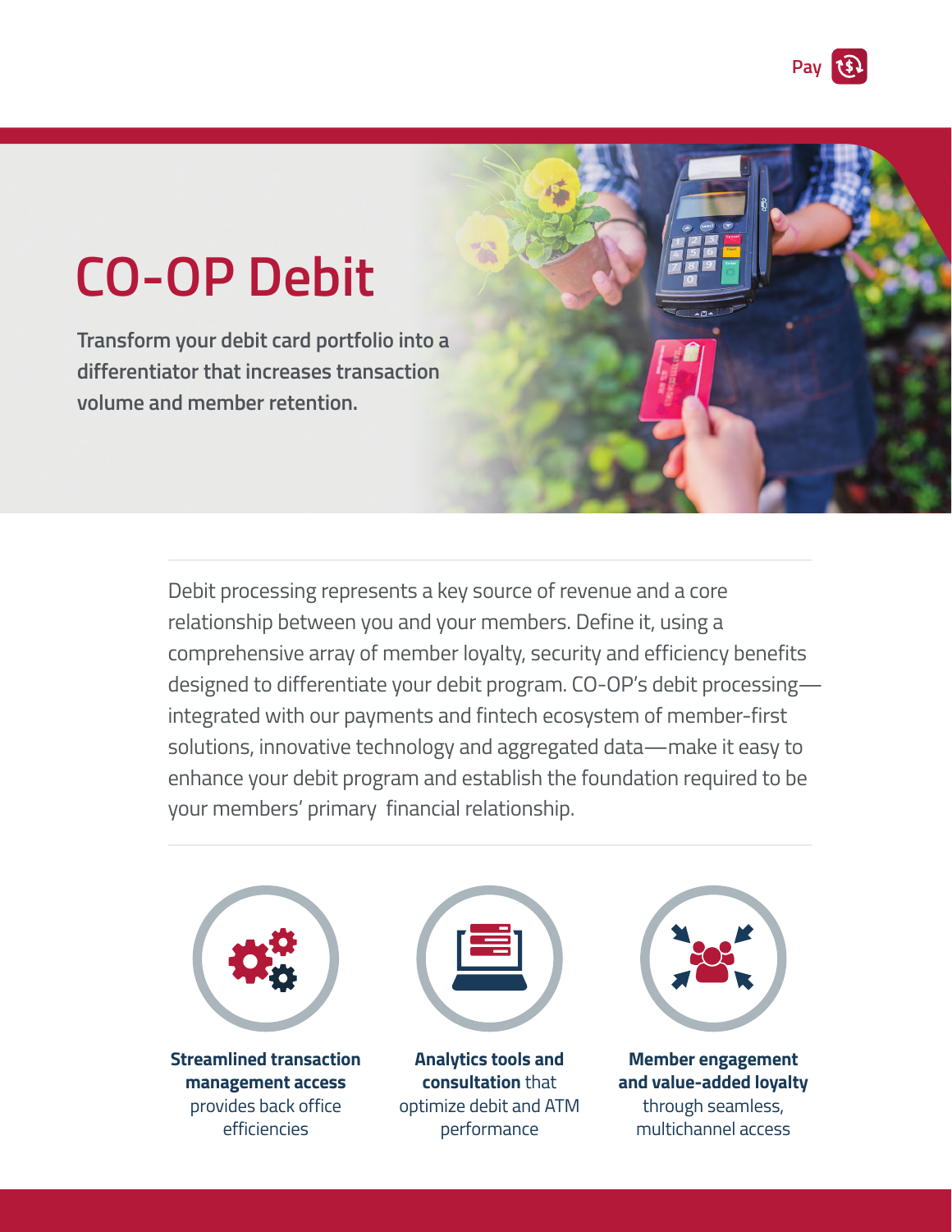Pay

# CO-OP Debit

**Transform your debit card portfolio into a differentiator that increases transaction volume and member retention.**

Debit processing represents a key source of revenue and a core relationship between you and your members. Define it, using a comprehensive array of member loyalty, security and efficiency benefits designed to differentiate your debit program. CO-OP's debit processing—integrated with our payments and fintech ecosystem of member-first solutions, innovative technology and aggregated data—make it easy to enhance your debit program and establish the foundation required to be your members' primary financial relationship.

**Streamlined transaction management access** provides back office efficiencies

**Analytics tools and consultation** that optimize debit and ATM performance

**Member engagement and value-added loyalty** through seamless, multichannel access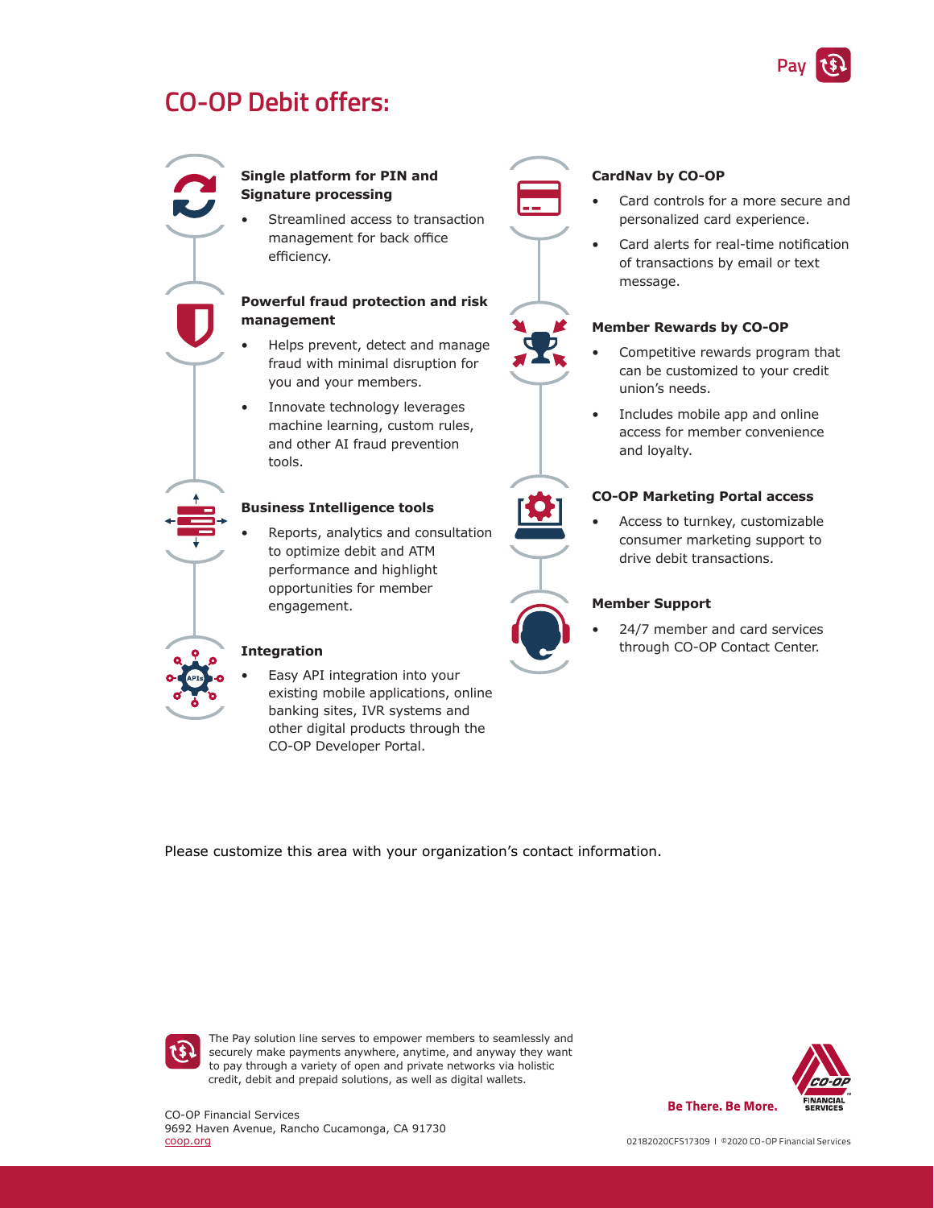# CO-OP Debit offers:

**Single platform for PIN and Signature processing**

- Streamlined access to transaction management for back office efficiency.

**Powerful fraud protection and risk management**

- Helps prevent, detect and manage fraud with minimal disruption for you and your members.
- Innovate technology leverages machine learning, custom rules, and other AI fraud prevention tools.

**Business Intelligence tools**

- Reports, analytics and consultation to optimize debit and ATM performance and highlight opportunities for member engagement.

**Integration**

- Easy API integration into your existing mobile applications, online banking sites, IVR systems and other digital products through the CO-OP Developer Portal.

**CardNav by CO-OP**

- Card controls for a more secure and personalized card experience.
- Card alerts for real-time notification of transactions by email or text message.

**Member Rewards by CO-OP**

- Competitive rewards program that can be customized to your credit union's needs.
- Includes mobile app and online access for member convenience and loyalty.

**CO-OP Marketing Portal access**

- Access to turnkey, customizable consumer marketing support to drive debit transactions.

**Member Support**

- 24/7 member and card services through CO-OP Contact Center.

Please customize this area with your organization's contact information.

The Pay solution line serves to empower members to seamlessly and securely make payments anywhere, anytime, and anyway they want to pay through a variety of open and private networks via holistic credit, debit and prepaid solutions, as well as digital wallets.

CO-OP Financial Services
9692 Haven Avenue, Rancho Cucamonga, CA 91730
coop.org

Be There. Be More.

02182020CFS17309 | ©2020 CO-OP Financial Services